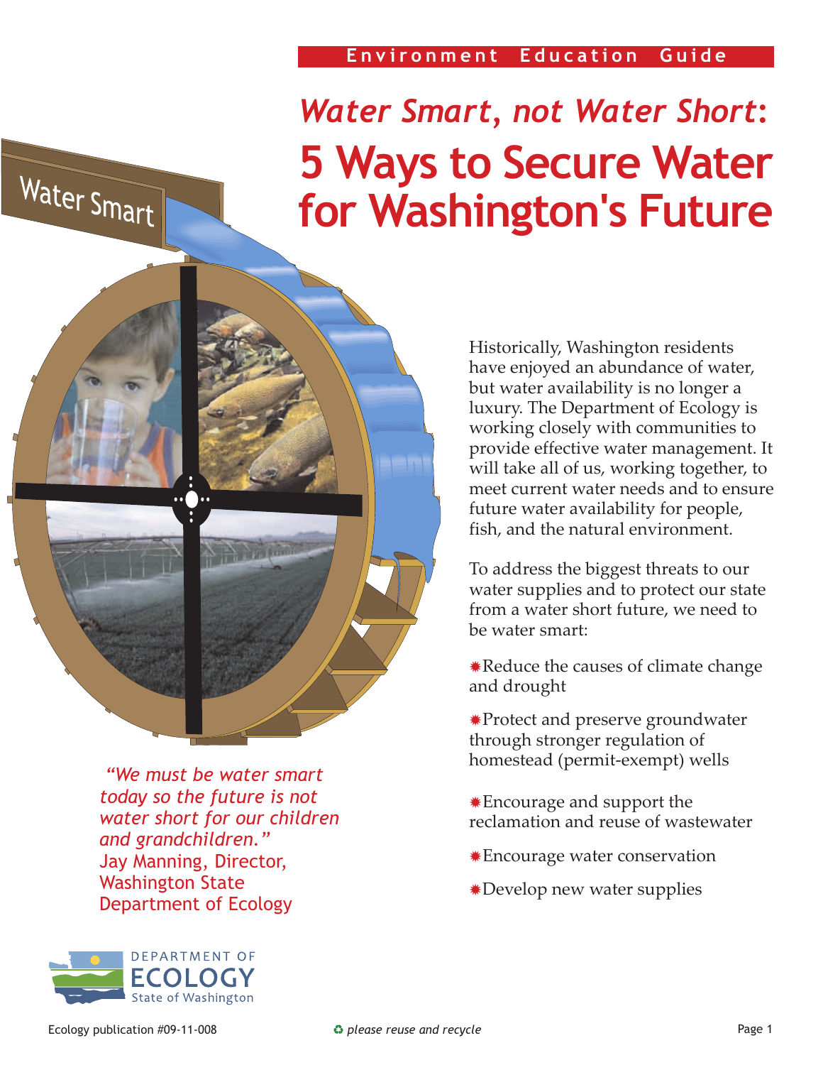Environment Education Guide

# *Water Smart, not Water Short*: 5 Ways to Secure Water for Washington's Future

Historically, Washington residents have enjoyed an abundance of water, but water availability is no longer a luxury. The Department of Ecology is working closely with communities to provide effective water management. It will take all of us, working together, to meet current water needs and to ensure future water availability for people, fish, and the natural environment.

To address the biggest threats to our water supplies and to protect our state from a water short future, we need to be water smart:

- Reduce the causes of climate change and drought
- Protect and preserve groundwater through stronger regulation of homestead (permit-exempt) wells
- Encourage and support the reclamation and reuse of wastewater
- Encourage water conservation
- Develop new water supplies

*"We must be water smart today so the future is not water short for our children and grandchildren."*
Jay Manning, Director, Washington State Department of Ecology

Ecology publication #09-11-008

*please reuse and recycle*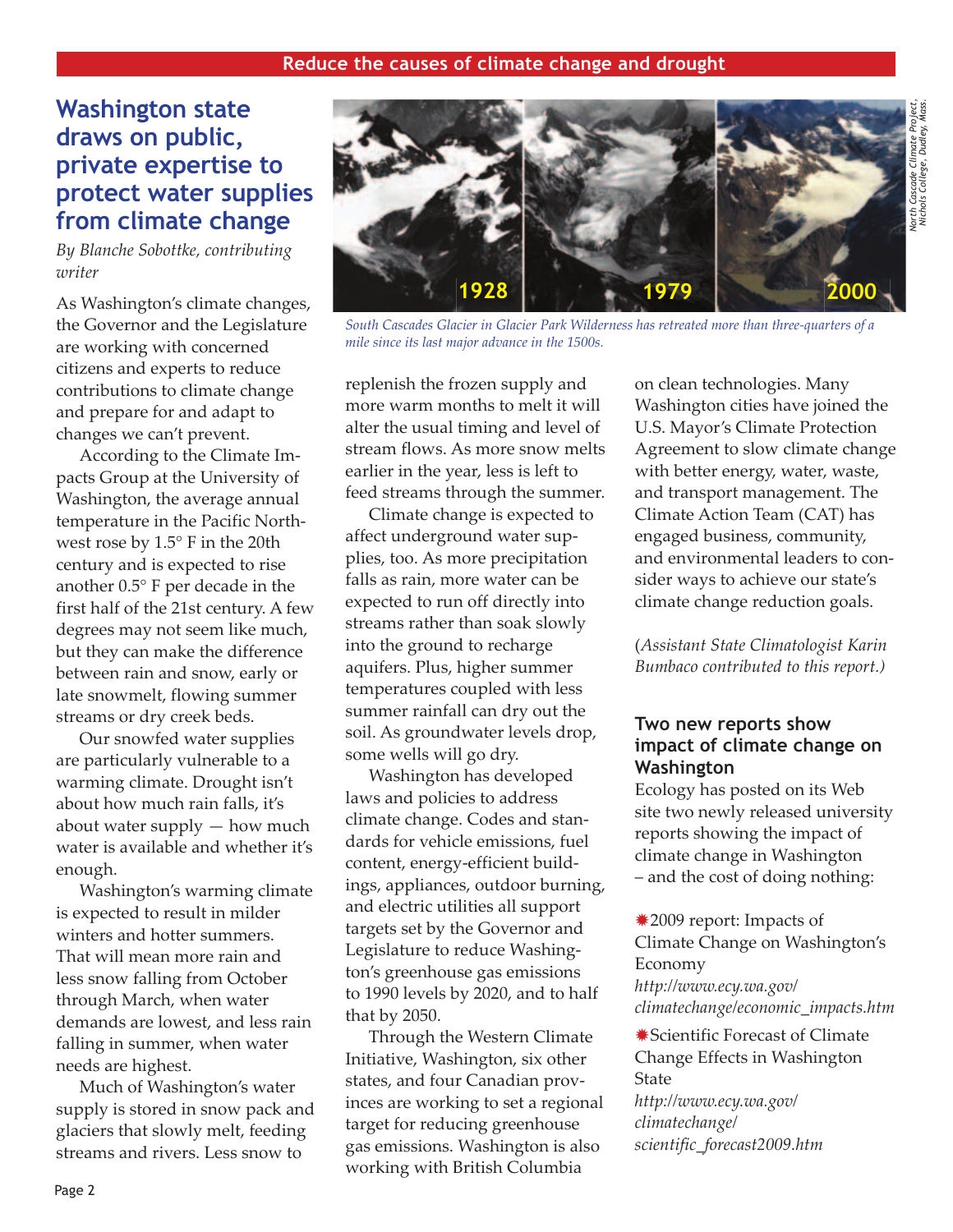Reduce the causes of climate change and drought

# Washington state draws on public, private expertise to protect water supplies from climate change

*By Blanche Sobottke, contributing writer*

As Washington's climate changes, the Governor and the Legislature are working with concerned citizens and experts to reduce contributions to climate change and prepare for and adapt to changes we can't prevent.

According to the Climate Impacts Group at the University of Washington, the average annual temperature in the Pacific Northwest rose by 1.5° F in the 20th century and is expected to rise another 0.5° F per decade in the first half of the 21st century. A few degrees may not seem like much, but they can make the difference between rain and snow, early or late snowmelt, flowing summer streams or dry creek beds.

Our snowfed water supplies are particularly vulnerable to a warming climate. Drought isn't about how much rain falls, it's about water supply — how much water is available and whether it's enough.

Washington's warming climate is expected to result in milder winters and hotter summers. That will mean more rain and less snow falling from October through March, when water demands are lowest, and less rain falling in summer, when water needs are highest.

Much of Washington's water supply is stored in snow pack and glaciers that slowly melt, feeding streams and rivers. Less snow to replenish the frozen supply and more warm months to melt it will alter the usual timing and level of stream flows. As more snow melts earlier in the year, less is left to feed streams through the summer.

1928 | 1979 | 2000

*North Cascade Climate Project, Nichols College, Dudley, Mass.*

*South Cascades Glacier in Glacier Park Wilderness has retreated more than three-quarters of a mile since its last major advance in the 1500s.*

Climate change is expected to affect underground water supplies, too. As more precipitation falls as rain, more water can be expected to run off directly into streams rather than soak slowly into the ground to recharge aquifers. Plus, higher summer temperatures coupled with less summer rainfall can dry out the soil. As groundwater levels drop, some wells will go dry.

Washington has developed laws and policies to address climate change. Codes and standards for vehicle emissions, fuel content, energy-efficient buildings, appliances, outdoor burning, and electric utilities all support targets set by the Governor and Legislature to reduce Washington's greenhouse gas emissions to 1990 levels by 2020, and to half that by 2050.

Through the Western Climate Initiative, Washington, six other states, and four Canadian provinces are working to set a regional target for reducing greenhouse gas emissions. Washington is also working with British Columbia on clean technologies. Many Washington cities have joined the U.S. Mayor's Climate Protection Agreement to slow climate change with better energy, water, waste, and transport management. The Climate Action Team (CAT) has engaged business, community, and environmental leaders to consider ways to achieve our state's climate change reduction goals.

*(Assistant State Climatologist Karin Bumbaco contributed to this report.)*

## Two new reports show impact of climate change on Washington

Ecology has posted on its Web site two newly released university reports showing the impact of climate change in Washington – and the cost of doing nothing:

- 2009 report: Impacts of Climate Change on Washington's Economy
  *http://www.ecy.wa.gov/climatechange/economic_impacts.htm*
- Scientific Forecast of Climate Change Effects in Washington State
  *http://www.ecy.wa.gov/climatechange/scientific_forecast2009.htm*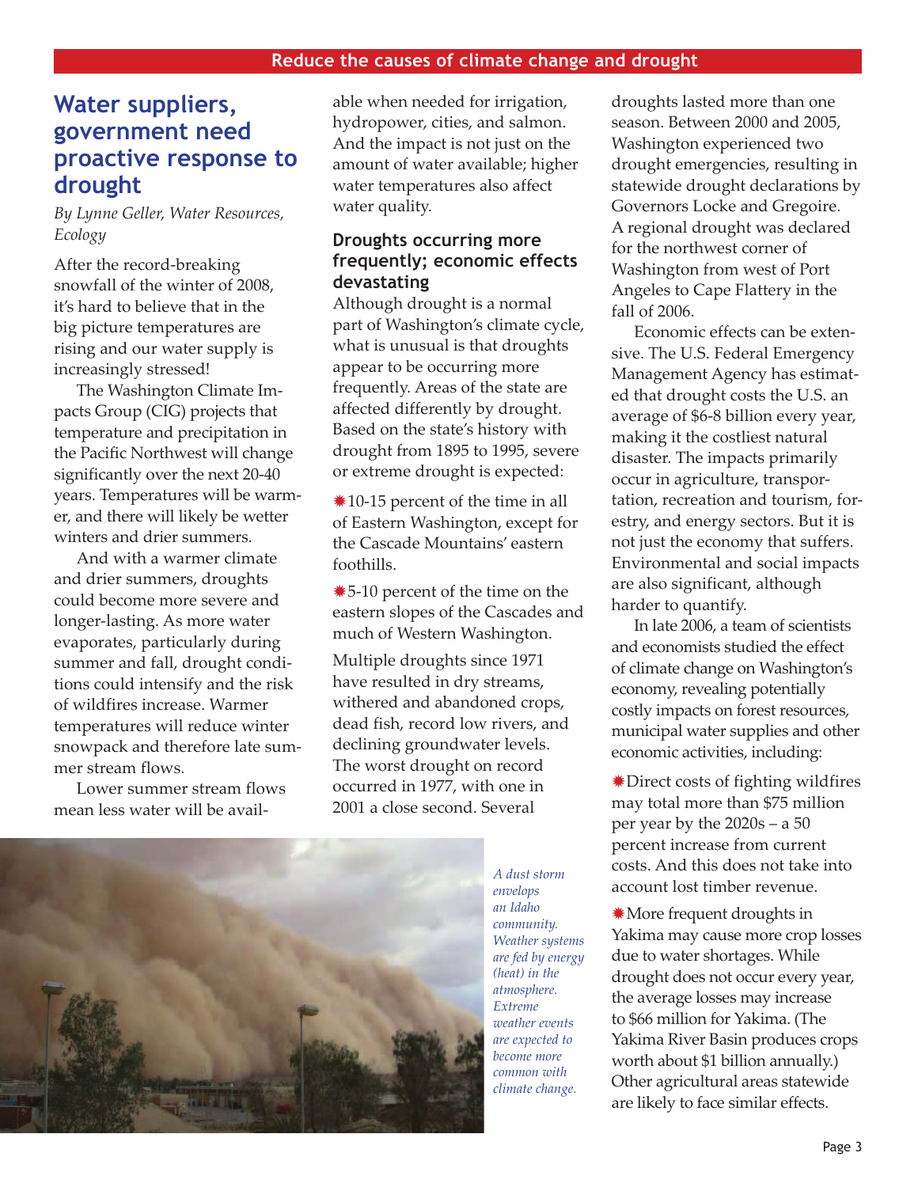Reduce the causes of climate change and drought

## Water suppliers, government need proactive response to drought

*By Lynne Geller, Water Resources, Ecology*

After the record-breaking snowfall of the winter of 2008, it's hard to believe that in the big picture temperatures are rising and our water supply is increasingly stressed!

The Washington Climate Impacts Group (CIG) projects that temperature and precipitation in the Pacific Northwest will change significantly over the next 20-40 years. Temperatures will be warmer, and there will likely be wetter winters and drier summers.

And with a warmer climate and drier summers, droughts could become more severe and longer-lasting. As more water evaporates, particularly during summer and fall, drought conditions could intensify and the risk of wildfires increase. Warmer temperatures will reduce winter snowpack and therefore late summer stream flows.

Lower summer stream flows mean less water will be available when needed for irrigation, hydropower, cities, and salmon. And the impact is not just on the amount of water available; higher water temperatures also affect water quality.

### Droughts occurring more frequently; economic effects devastating

Although drought is a normal part of Washington's climate cycle, what is unusual is that droughts appear to be occurring more frequently. Areas of the state are affected differently by drought. Based on the state's history with drought from 1895 to 1995, severe or extreme drought is expected:

- 10-15 percent of the time in all of Eastern Washington, except for the Cascade Mountains' eastern foothills.
- 5-10 percent of the time on the eastern slopes of the Cascades and much of Western Washington.

Multiple droughts since 1971 have resulted in dry streams, withered and abandoned crops, dead fish, record low rivers, and declining groundwater levels. The worst drought on record occurred in 1977, with one in 2001 a close second. Several droughts lasted more than one season. Between 2000 and 2005, Washington experienced two drought emergencies, resulting in statewide drought declarations by Governors Locke and Gregoire. A regional drought was declared for the northwest corner of Washington from west of Port Angeles to Cape Flattery in the fall of 2006.

Economic effects can be extensive. The U.S. Federal Emergency Management Agency has estimated that drought costs the U.S. an average of $6-8 billion every year, making it the costliest natural disaster. The impacts primarily occur in agriculture, transportation, recreation and tourism, forestry, and energy sectors. But it is not just the economy that suffers. Environmental and social impacts are also significant, although harder to quantify.

In late 2006, a team of scientists and economists studied the effect of climate change on Washington's economy, revealing potentially costly impacts on forest resources, municipal water supplies and other economic activities, including:

- Direct costs of fighting wildfires may total more than $75 million per year by the 2020s – a 50 percent increase from current costs. And this does not take into account lost timber revenue.
- More frequent droughts in Yakima may cause more crop losses due to water shortages. While drought does not occur every year, the average losses may increase to $66 million for Yakima. (The Yakima River Basin produces crops worth about $1 billion annually.) Other agricultural areas statewide are likely to face similar effects.

*A dust storm envelops an Idaho community. Weather systems are fed by energy (heat) in the atmosphere. Extreme weather events are expected to become more common with climate change.*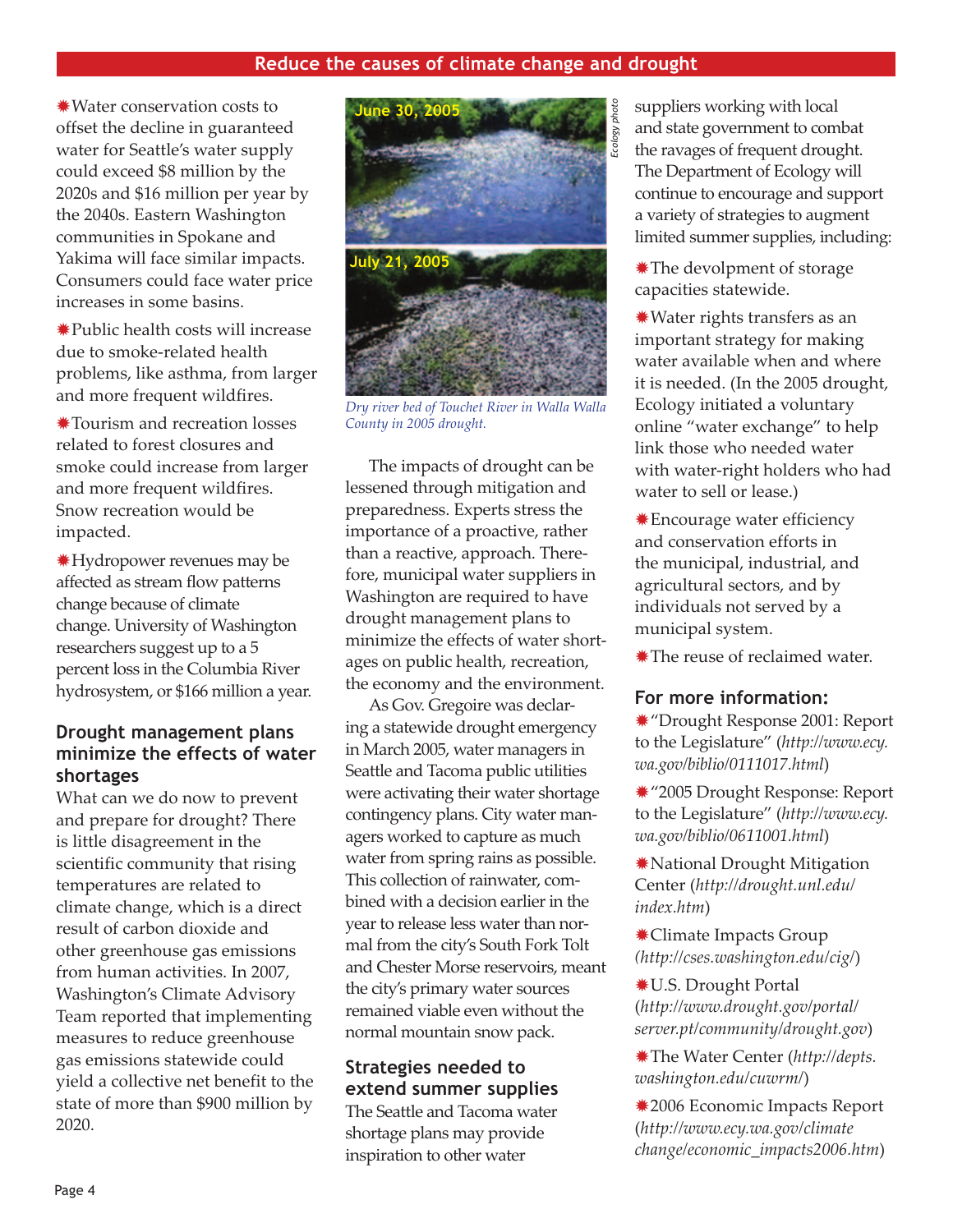## Reduce the causes of climate change and drought

- Water conservation costs to offset the decline in guaranteed water for Seattle's water supply could exceed $8 million by the 2020s and $16 million per year by the 2040s. Eastern Washington communities in Spokane and Yakima will face similar impacts. Consumers could face water price increases in some basins.
- Public health costs will increase due to smoke-related health problems, like asthma, from larger and more frequent wildfires.
- Tourism and recreation losses related to forest closures and smoke could increase from larger and more frequent wildfires. Snow recreation would be impacted.
- Hydropower revenues may be affected as stream flow patterns change because of climate change. University of Washington researchers suggest up to a 5 percent loss in the Columbia River hydrosystem, or $166 million a year.

### Drought management plans minimize the effects of water shortages

What can we do now to prevent and prepare for drought? There is little disagreement in the scientific community that rising temperatures are related to climate change, which is a direct result of carbon dioxide and other greenhouse gas emissions from human activities. In 2007, Washington's Climate Advisory Team reported that implementing measures to reduce greenhouse gas emissions statewide could yield a collective net benefit to the state of more than $900 million by 2020.

June 30, 2005

July 21, 2005

*Ecology photo*

*Dry river bed of Touchet River in Walla Walla County in 2005 drought.*

The impacts of drought can be lessened through mitigation and preparedness. Experts stress the importance of a proactive, rather than a reactive, approach. Therefore, municipal water suppliers in Washington are required to have drought management plans to minimize the effects of water shortages on public health, recreation, the economy and the environment.

As Gov. Gregoire was declaring a statewide drought emergency in March 2005, water managers in Seattle and Tacoma public utilities were activating their water shortage contingency plans. City water managers worked to capture as much water from spring rains as possible. This collection of rainwater, combined with a decision earlier in the year to release less water than normal from the city's South Fork Tolt and Chester Morse reservoirs, meant the city's primary water sources remained viable even without the normal mountain snow pack.

### Strategies needed to extend summer supplies

The Seattle and Tacoma water shortage plans may provide inspiration to other water suppliers working with local and state government to combat the ravages of frequent drought. The Department of Ecology will continue to encourage and support a variety of strategies to augment limited summer supplies, including:

- The devolpment of storage capacities statewide.
- Water rights transfers as an important strategy for making water available when and where it is needed. (In the 2005 drought, Ecology initiated a voluntary online "water exchange" to help link those who needed water with water-right holders who had water to sell or lease.)
- Encourage water efficiency and conservation efforts in the municipal, industrial, and agricultural sectors, and by individuals not served by a municipal system.
- The reuse of reclaimed water.

### For more information:

- "Drought Response 2001: Report to the Legislature" (*http://www.ecy.wa.gov/biblio/0111017.html*)
- "2005 Drought Response: Report to the Legislature" (*http://www.ecy.wa.gov/biblio/0611001.html*)
- National Drought Mitigation Center (*http://drought.unl.edu/index.htm*)
- Climate Impacts Group (*http://cses.washington.edu/cig/*)
- U.S. Drought Portal (*http://www.drought.gov/portal/server.pt/community/drought.gov*)
- The Water Center (*http://depts.washington.edu/cuwrm/*)
- 2006 Economic Impacts Report (*http://www.ecy.wa.gov/climatechange/economic_impacts2006.htm*)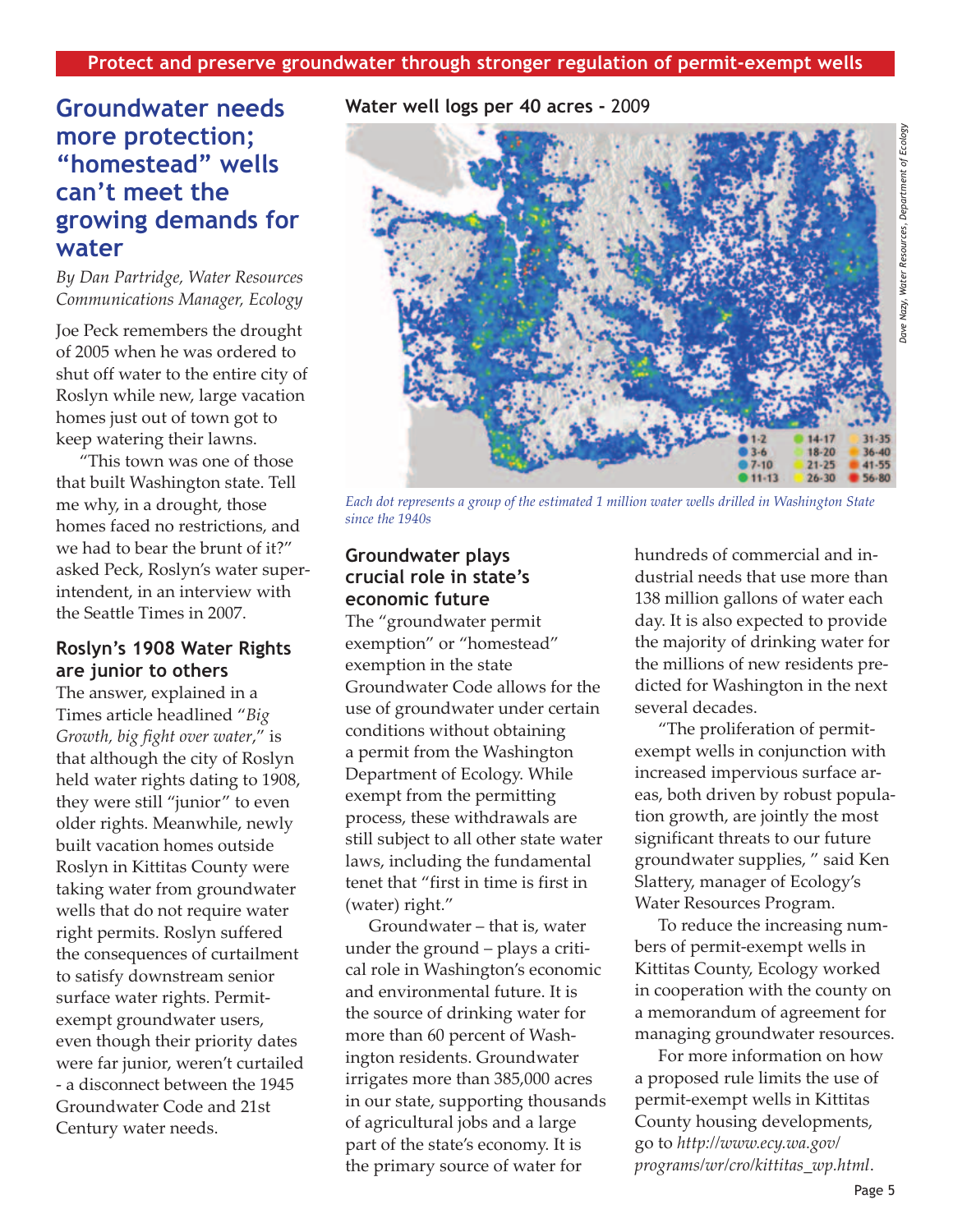**Protect and preserve groundwater through stronger regulation of permit-exempt wells**

# Groundwater needs more protection; "homestead" wells can't meet the growing demands for water

*By Dan Partridge, Water Resources Communications Manager, Ecology*

Joe Peck remembers the drought of 2005 when he was ordered to shut off water to the entire city of Roslyn while new, large vacation homes just out of town got to keep watering their lawns.

"This town was one of those that built Washington state. Tell me why, in a drought, those homes faced no restrictions, and we had to bear the brunt of it?" asked Peck, Roslyn's water superintendent, in an interview with the Seattle Times in 2007.

## Roslyn's 1908 Water Rights are junior to others

The answer, explained in a Times article headlined "*Big Growth, big fight over water*," is that although the city of Roslyn held water rights dating to 1908, they were still "junior" to even older rights. Meanwhile, newly built vacation homes outside Roslyn in Kittitas County were taking water from groundwater wells that do not require water right permits. Roslyn suffered the consequences of curtailment to satisfy downstream senior surface water rights. Permit-exempt groundwater users, even though their priority dates were far junior, weren't curtailed - a disconnect between the 1945 Groundwater Code and 21st Century water needs.

**Water well logs per 40 acres -** 2009

| | | |
|---|---|---|
| 1-2 | 14-17 | 31-35 |
| 3-6 | 18-20 | 36-40 |
| 7-10 | 21-25 | 41-55 |
| 11-13 | 26-30 | 56-80 |

*Dave Nazy, Water Resources, Department of Ecology*

*Each dot represents a group of the estimated 1 million water wells drilled in Washington State since the 1940s*

## Groundwater plays crucial role in state's economic future

The "groundwater permit exemption" or "homestead" exemption in the state Groundwater Code allows for the use of groundwater under certain conditions without obtaining a permit from the Washington Department of Ecology. While exempt from the permitting process, these withdrawals are still subject to all other state water laws, including the fundamental tenet that "first in time is first in (water) right."

Groundwater – that is, water under the ground – plays a critical role in Washington's economic and environmental future. It is the source of drinking water for more than 60 percent of Washington residents. Groundwater irrigates more than 385,000 acres in our state, supporting thousands of agricultural jobs and a large part of the state's economy. It is the primary source of water for hundreds of commercial and industrial needs that use more than 138 million gallons of water each day. It is also expected to provide the majority of drinking water for the millions of new residents predicted for Washington in the next several decades.

"The proliferation of permit-exempt wells in conjunction with increased impervious surface areas, both driven by robust population growth, are jointly the most significant threats to our future groundwater supplies, " said Ken Slattery, manager of Ecology's Water Resources Program.

To reduce the increasing numbers of permit-exempt wells in Kittitas County, Ecology worked in cooperation with the county on a memorandum of agreement for managing groundwater resources.

For more information on how a proposed rule limits the use of permit-exempt wells in Kittitas County housing developments, go to *http://www.ecy.wa.gov/programs/wr/cro/kittitas_wp.html*.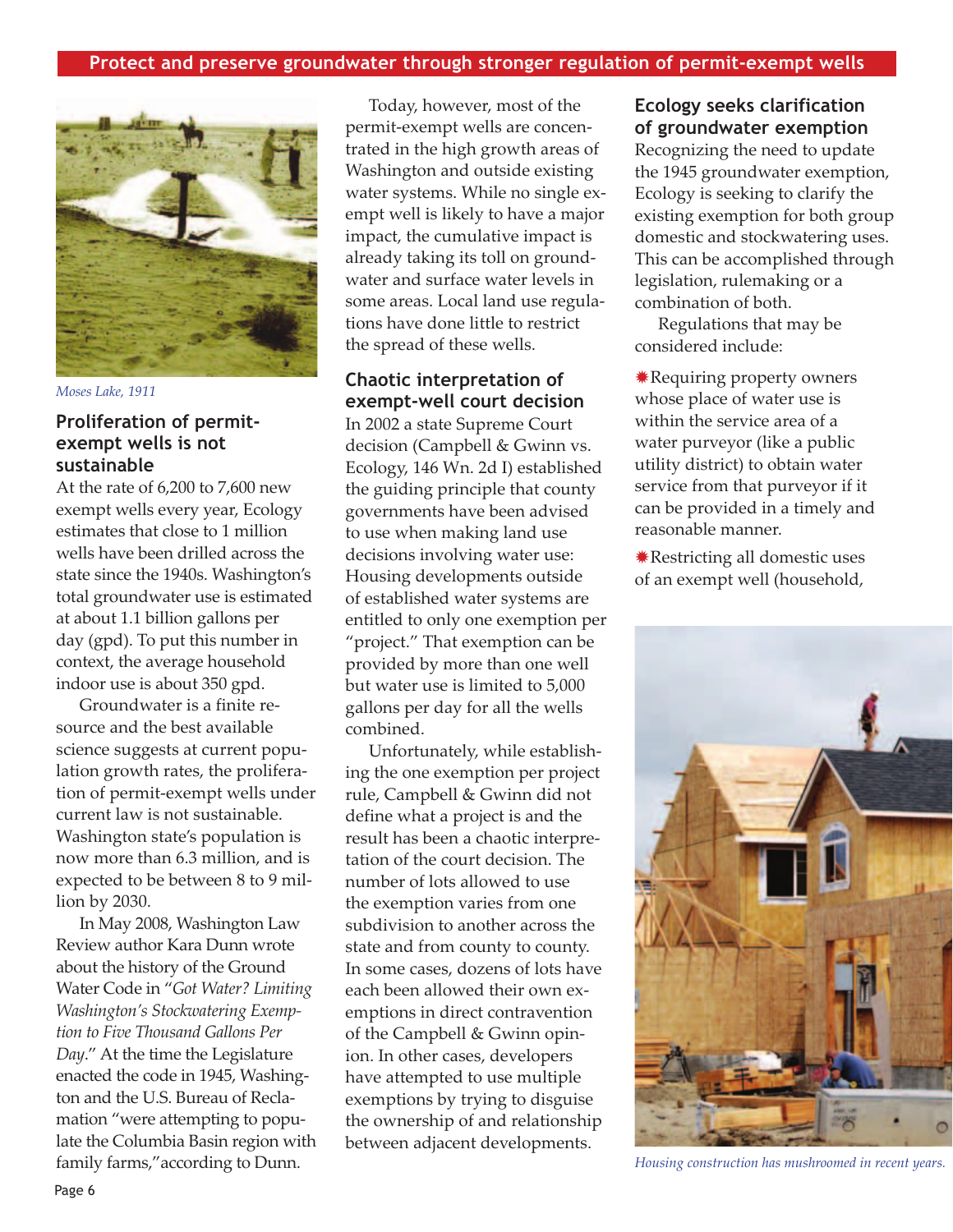## Protect and preserve groundwater through stronger regulation of permit-exempt wells

*Moses Lake, 1911*

### Proliferation of permit-exempt wells is not sustainable

At the rate of 6,200 to 7,600 new exempt wells every year, Ecology estimates that close to 1 million wells have been drilled across the state since the 1940s. Washington's total groundwater use is estimated at about 1.1 billion gallons per day (gpd). To put this number in context, the average household indoor use is about 350 gpd.

Groundwater is a finite resource and the best available science suggests at current population growth rates, the proliferation of permit-exempt wells under current law is not sustainable. Washington state's population is now more than 6.3 million, and is expected to be between 8 to 9 million by 2030.

In May 2008, Washington Law Review author Kara Dunn wrote about the history of the Ground Water Code in "*Got Water? Limiting Washington's Stockwatering Exemption to Five Thousand Gallons Per Day*." At the time the Legislature enacted the code in 1945, Washington and the U.S. Bureau of Reclamation "were attempting to populate the Columbia Basin region with family farms," according to Dunn.

Today, however, most of the permit-exempt wells are concentrated in the high growth areas of Washington and outside existing water systems. While no single exempt well is likely to have a major impact, the cumulative impact is already taking its toll on groundwater and surface water levels in some areas. Local land use regulations have done little to restrict the spread of these wells.

### Chaotic interpretation of exempt-well court decision

In 2002 a state Supreme Court decision (Campbell & Gwinn vs. Ecology, 146 Wn. 2d I) established the guiding principle that county governments have been advised to use when making land use decisions involving water use: Housing developments outside of established water systems are entitled to only one exemption per "project." That exemption can be provided by more than one well but water use is limited to 5,000 gallons per day for all the wells combined.

Unfortunately, while establishing the one exemption per project rule, Campbell & Gwinn did not define what a project is and the result has been a chaotic interpretation of the court decision. The number of lots allowed to use the exemption varies from one subdivision to another across the state and from county to county. In some cases, dozens of lots have each been allowed their own exemptions in direct contravention of the Campbell & Gwinn opinion. In other cases, developers have attempted to use multiple exemptions by trying to disguise the ownership of and relationship between adjacent developments.

### Ecology seeks clarification of groundwater exemption

Recognizing the need to update the 1945 groundwater exemption, Ecology is seeking to clarify the existing exemption for both group domestic and stockwatering uses. This can be accomplished through legislation, rulemaking or a combination of both.

Regulations that may be considered include:

- Requiring property owners whose place of water use is within the service area of a water purveyor (like a public utility district) to obtain water service from that purveyor if it can be provided in a timely and reasonable manner.
- Restricting all domestic uses of an exempt well (household,

*Housing construction has mushroomed in recent years.*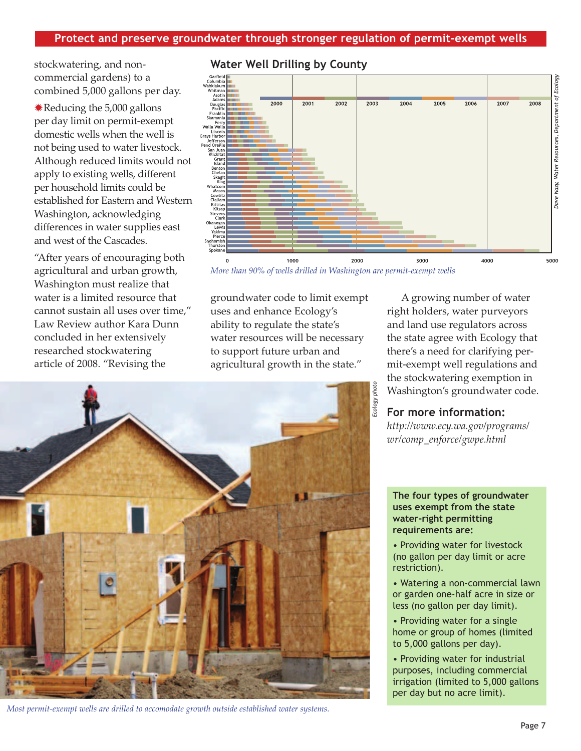## Protect and preserve groundwater through stronger regulation of permit-exempt wells

stockwatering, and non-commercial gardens) to a combined 5,000 gallons per day.

✷Reducing the 5,000 gallons per day limit on permit-exempt domestic wells when the well is not being used to water livestock. Although reduced limits would not apply to existing wells, different per household limits could be established for Eastern and Western Washington, acknowledging differences in water supplies east and west of the Cascades.

"After years of encouraging both agricultural and urban growth, Washington must realize that water is a limited resource that cannot sustain all uses over time," Law Review author Kara Dunn concluded in her extensively researched stockwatering article of 2008. "Revising the groundwater code to limit exempt uses and enhance Ecology's ability to regulate the state's water resources will be necessary to support future urban and agricultural growth in the state."

### Water Well Drilling by County

*More than 90% of wells drilled in Washington are permit-exempt wells*

*Dave Nazy, Water Resources, Department of Ecology*

A growing number of water right holders, water purveyors and land use regulators across the state agree with Ecology that there's a need for clarifying permit-exempt well regulations and the stockwatering exemption in Washington's groundwater code.

### For more information:

*http://www.ecy.wa.gov/programs/wr/comp_enforce/gwpe.html*

*Ecology photo*

*Most permit-exempt wells are drilled to accomodate growth outside established water systems.*

**The four types of groundwater uses exempt from the state water-right permitting requirements are:**

- Providing water for livestock (no gallon per day limit or acre restriction).
- Watering a non-commercial lawn or garden one-half acre in size or less (no gallon per day limit).
- Providing water for a single home or group of homes (limited to 5,000 gallons per day).
- Providing water for industrial purposes, including commercial irrigation (limited to 5,000 gallons per day but no acre limit).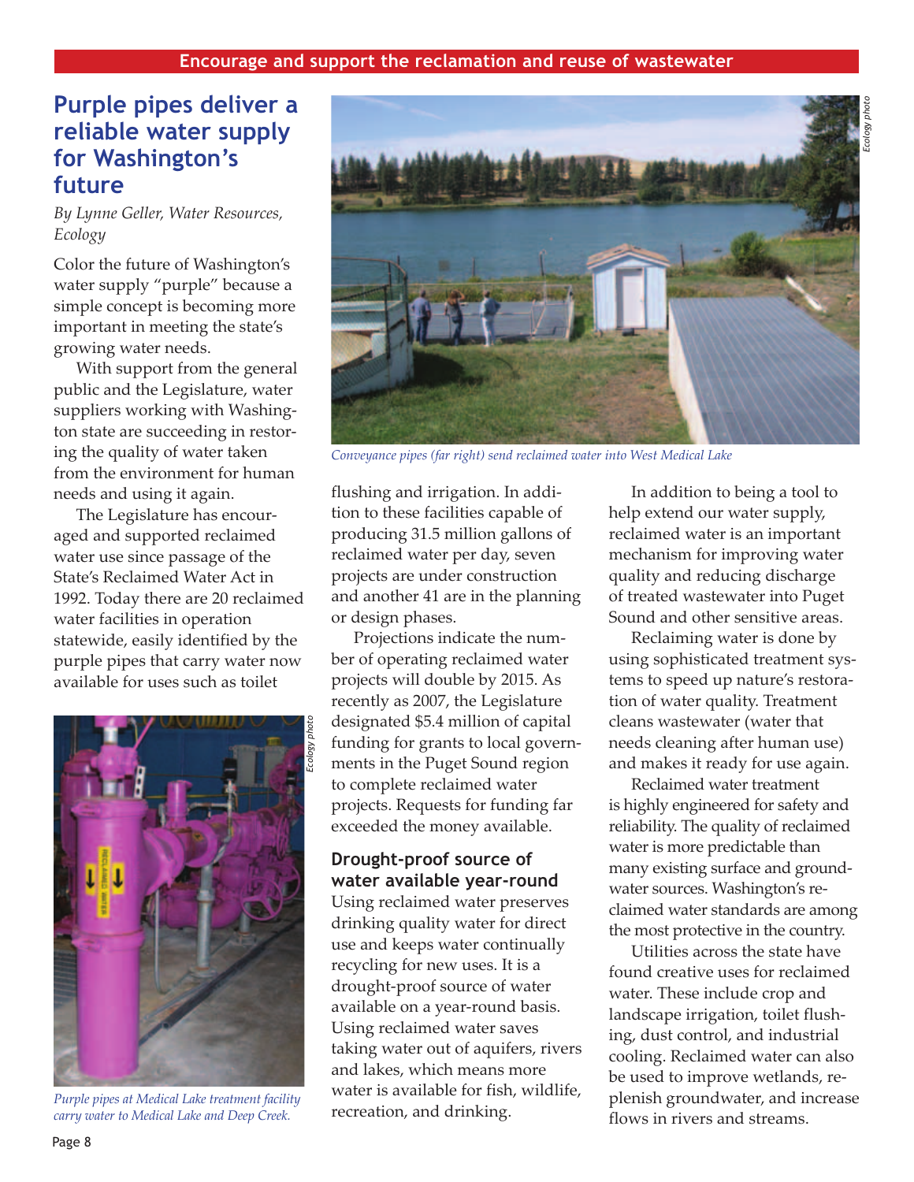Encourage and support the reclamation and reuse of wastewater

# Purple pipes deliver a reliable water supply for Washington's future

*By Lynne Geller, Water Resources, Ecology*

Color the future of Washington's water supply "purple" because a simple concept is becoming more important in meeting the state's growing water needs.

With support from the general public and the Legislature, water suppliers working with Washington state are succeeding in restoring the quality of water taken from the environment for human needs and using it again.

The Legislature has encouraged and supported reclaimed water use since passage of the State's Reclaimed Water Act in 1992. Today there are 20 reclaimed water facilities in operation statewide, easily identified by the purple pipes that carry water now available for uses such as toilet flushing and irrigation. In addition to these facilities capable of producing 31.5 million gallons of reclaimed water per day, seven projects are under construction and another 41 are in the planning or design phases.

Projections indicate the number of operating reclaimed water projects will double by 2015. As recently as 2007, the Legislature designated $5.4 million of capital funding for grants to local governments in the Puget Sound region to complete reclaimed water projects. Requests for funding far exceeded the money available.

*Purple pipes at Medical Lake treatment facility carry water to Medical Lake and Deep Creek.*

*Conveyance pipes (far right) send reclaimed water into West Medical Lake*

## Drought-proof source of water available year-round

Using reclaimed water preserves drinking quality water for direct use and keeps water continually recycling for new uses. It is a drought-proof source of water available on a year-round basis. Using reclaimed water saves taking water out of aquifers, rivers and lakes, which means more water is available for fish, wildlife, recreation, and drinking.

In addition to being a tool to help extend our water supply, reclaimed water is an important mechanism for improving water quality and reducing discharge of treated wastewater into Puget Sound and other sensitive areas.

Reclaiming water is done by using sophisticated treatment systems to speed up nature's restoration of water quality. Treatment cleans wastewater (water that needs cleaning after human use) and makes it ready for use again.

Reclaimed water treatment is highly engineered for safety and reliability. The quality of reclaimed water is more predictable than many existing surface and groundwater sources. Washington's reclaimed water standards are among the most protective in the country.

Utilities across the state have found creative uses for reclaimed water. These include crop and landscape irrigation, toilet flushing, dust control, and industrial cooling. Reclaimed water can also be used to improve wetlands, replenish groundwater, and increase flows in rivers and streams.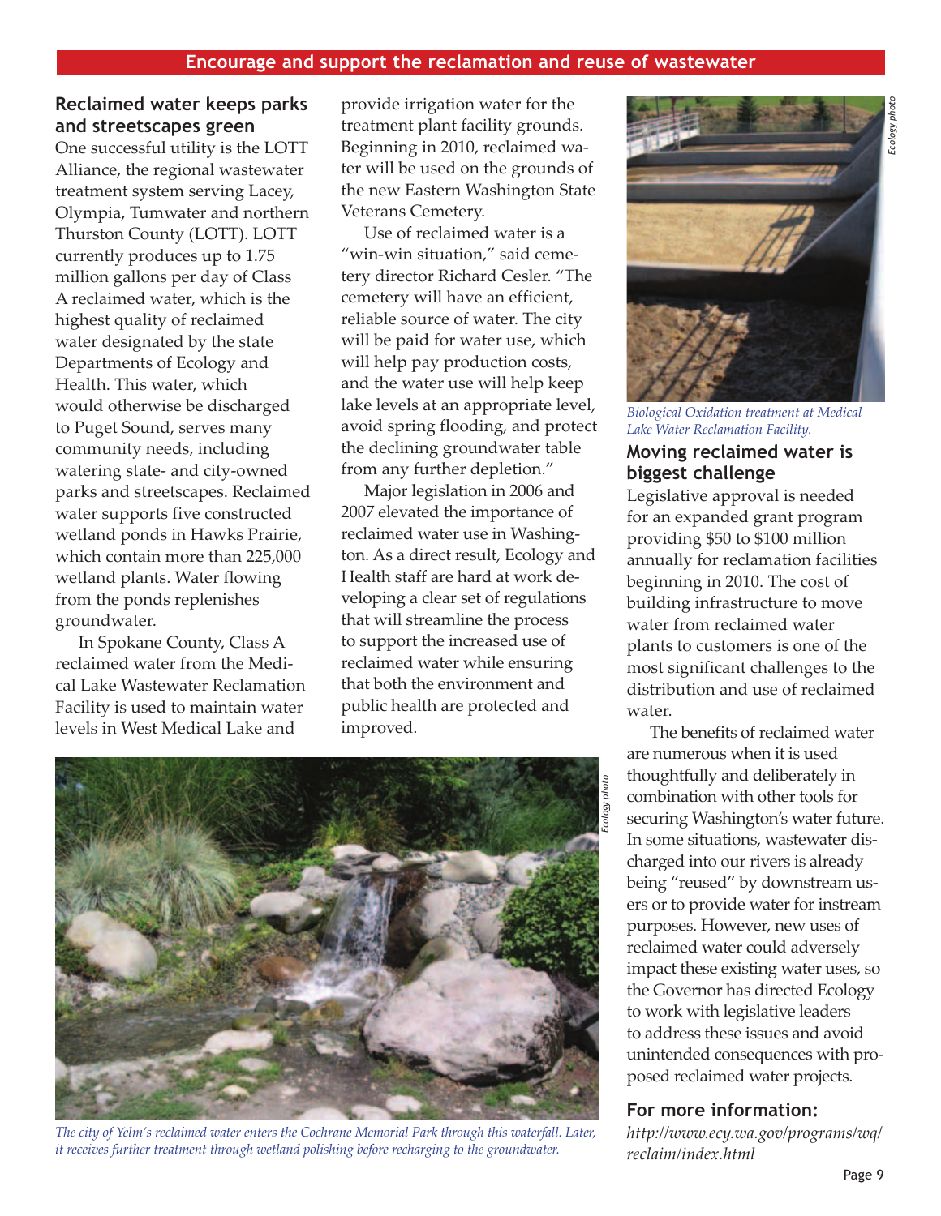## Encourage and support the reclamation and reuse of wastewater

### Reclaimed water keeps parks and streetscapes green

One successful utility is the LOTT Alliance, the regional wastewater treatment system serving Lacey, Olympia, Tumwater and northern Thurston County (LOTT). LOTT currently produces up to 1.75 million gallons per day of Class A reclaimed water, which is the highest quality of reclaimed water designated by the state Departments of Ecology and Health. This water, which would otherwise be discharged to Puget Sound, serves many community needs, including watering state- and city-owned parks and streetscapes. Reclaimed water supports five constructed wetland ponds in Hawks Prairie, which contain more than 225,000 wetland plants. Water flowing from the ponds replenishes groundwater.

In Spokane County, Class A reclaimed water from the Medical Lake Wastewater Reclamation Facility is used to maintain water levels in West Medical Lake and provide irrigation water for the treatment plant facility grounds. Beginning in 2010, reclaimed water will be used on the grounds of the new Eastern Washington State Veterans Cemetery.

Use of reclaimed water is a "win-win situation," said cemetery director Richard Cesler. "The cemetery will have an efficient, reliable source of water. The city will be paid for water use, which will help pay production costs, and the water use will help keep lake levels at an appropriate level, avoid spring flooding, and protect the declining groundwater table from any further depletion."

Major legislation in 2006 and 2007 elevated the importance of reclaimed water use in Washington. As a direct result, Ecology and Health staff are hard at work developing a clear set of regulations that will streamline the process to support the increased use of reclaimed water while ensuring that both the environment and public health are protected and improved.

*The city of Yelm's reclaimed water enters the Cochrane Memorial Park through this waterfall. Later, it receives further treatment through wetland polishing before recharging to the groundwater.*

*Biological Oxidation treatment at Medical Lake Water Reclamation Facility.*

### Moving reclaimed water is biggest challenge

Legislative approval is needed for an expanded grant program providing $50 to $100 million annually for reclamation facilities beginning in 2010. The cost of building infrastructure to move water from reclaimed water plants to customers is one of the most significant challenges to the distribution and use of reclaimed water.

The benefits of reclaimed water are numerous when it is used thoughtfully and deliberately in combination with other tools for securing Washington's water future. In some situations, wastewater discharged into our rivers is already being "reused" by downstream users or to provide water for instream purposes. However, new uses of reclaimed water could adversely impact these existing water uses, so the Governor has directed Ecology to work with legislative leaders to address these issues and avoid unintended consequences with proposed reclaimed water projects.

### For more information:

*http://www.ecy.wa.gov/programs/wq/reclaim/index.html*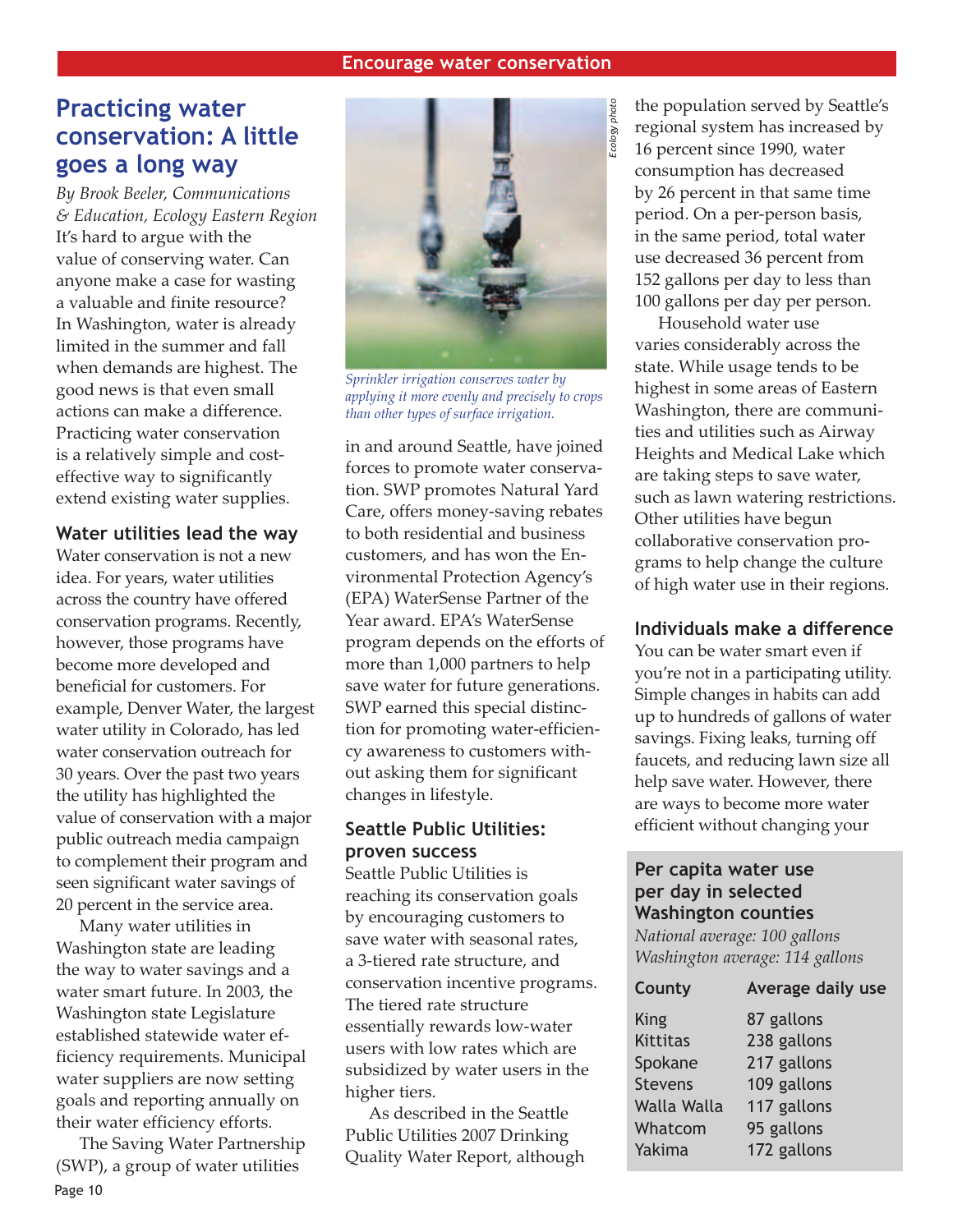## Practicing water conservation: A little goes a long way

*By Brook Beeler, Communications & Education, Ecology Eastern Region*

It's hard to argue with the value of conserving water. Can anyone make a case for wasting a valuable and finite resource? In Washington, water is already limited in the summer and fall when demands are highest. The good news is that even small actions can make a difference. Practicing water conservation is a relatively simple and cost-effective way to significantly extend existing water supplies.

### Water utilities lead the way

Water conservation is not a new idea. For years, water utilities across the country have offered conservation programs. Recently, however, those programs have become more developed and beneficial for customers. For example, Denver Water, the largest water utility in Colorado, has led water conservation outreach for 30 years. Over the past two years the utility has highlighted the value of conservation with a major public outreach media campaign to complement their program and seen significant water savings of 20 percent in the service area.

Many water utilities in Washington state are leading the way to water savings and a water smart future. In 2003, the Washington state Legislature established statewide water efficiency requirements. Municipal water suppliers are now setting goals and reporting annually on their water efficiency efforts.

The Saving Water Partnership (SWP), a group of water utilities in and around Seattle, have joined forces to promote water conservation. SWP promotes Natural Yard Care, offers money-saving rebates to both residential and business customers, and has won the Environmental Protection Agency's (EPA) WaterSense Partner of the Year award. EPA's WaterSense program depends on the efforts of more than 1,000 partners to help save water for future generations. SWP earned this special distinction for promoting water-efficiency awareness to customers without asking them for significant changes in lifestyle.

*Ecology photo*

*Sprinkler irrigation conserves water by applying it more evenly and precisely to crops than other types of surface irrigation.*

### Seattle Public Utilities: proven success

Seattle Public Utilities is reaching its conservation goals by encouraging customers to save water with seasonal rates, a 3-tiered rate structure, and conservation incentive programs. The tiered rate structure essentially rewards low-water users with low rates which are subsidized by water users in the higher tiers.

As described in the Seattle Public Utilities 2007 Drinking Quality Water Report, although the population served by Seattle's regional system has increased by 16 percent since 1990, water consumption has decreased by 26 percent in that same time period. On a per-person basis, in the same period, total water use decreased 36 percent from 152 gallons per day to less than 100 gallons per day per person.

Household water use varies considerably across the state. While usage tends to be highest in some areas of Eastern Washington, there are communities and utilities such as Airway Heights and Medical Lake which are taking steps to save water, such as lawn watering restrictions. Other utilities have begun collaborative conservation programs to help change the culture of high water use in their regions.

### Individuals make a difference

You can be water smart even if you're not in a participating utility. Simple changes in habits can add up to hundreds of gallons of water savings. Fixing leaks, turning off faucets, and reducing lawn size all help save water. However, there are ways to become more water efficient without changing your

#### Per capita water use per day in selected Washington counties

*National average: 100 gallons*
*Washington average: 114 gallons*

| County | Average daily use |
|---|---|
| King | 87 gallons |
| Kittitas | 238 gallons |
| Spokane | 217 gallons |
| Stevens | 109 gallons |
| Walla Walla | 117 gallons |
| Whatcom | 95 gallons |
| Yakima | 172 gallons |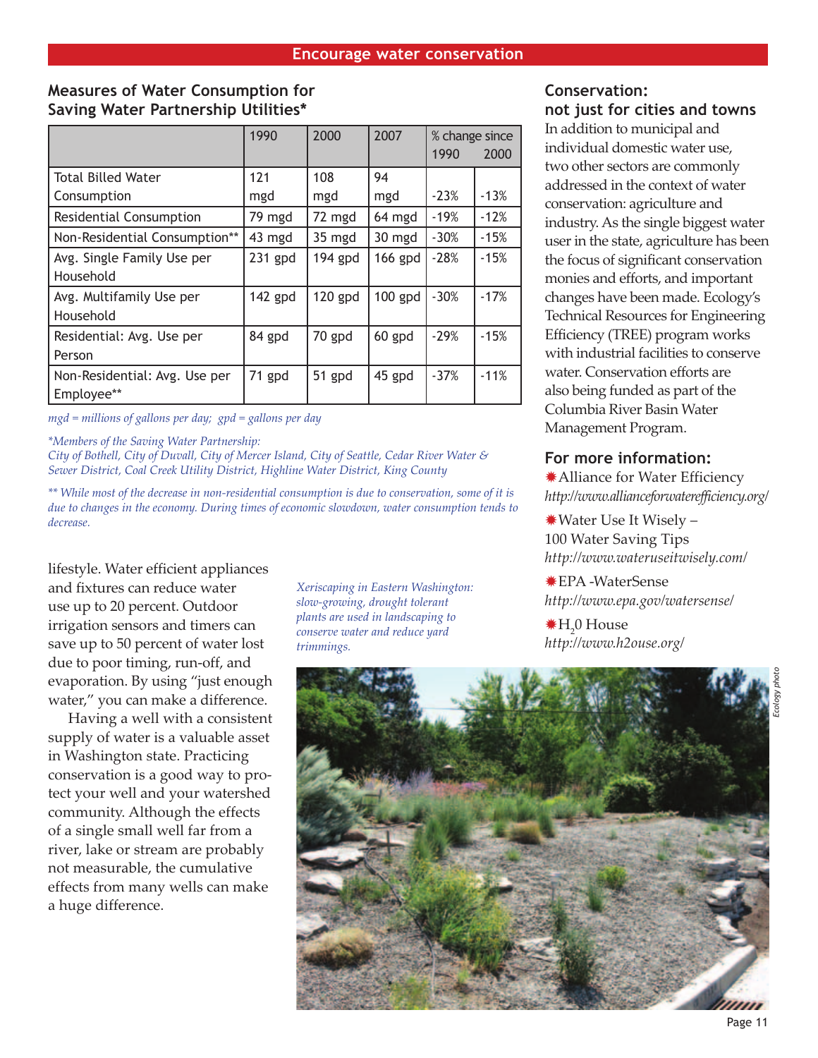## Encourage water conservation

### Measures of Water Consumption for Saving Water Partnership Utilities*

| | 1990 | 2000 | 2007 | % change since 1990 | % change since 2000 |
|---|---|---|---|---|---|
| Total Billed Water Consumption | 121 mgd | 108 mgd | 94 mgd | -23% | -13% |
| Residential Consumption | 79 mgd | 72 mgd | 64 mgd | -19% | -12% |
| Non-Residential Consumption** | 43 mgd | 35 mgd | 30 mgd | -30% | -15% |
| Avg. Single Family Use per Household | 231 gpd | 194 gpd | 166 gpd | -28% | -15% |
| Avg. Multifamily Use per Household | 142 gpd | 120 gpd | 100 gpd | -30% | -17% |
| Residential: Avg. Use per Person | 84 gpd | 70 gpd | 60 gpd | -29% | -15% |
| Non-Residential: Avg. Use per Employee** | 71 gpd | 51 gpd | 45 gpd | -37% | -11% |

*mgd = millions of gallons per day; gpd = gallons per day*

*\*Members of the Saving Water Partnership: City of Bothell, City of Duvall, City of Mercer Island, City of Seattle, Cedar River Water & Sewer District, Coal Creek Utility District, Highline Water District, King County*

*\*\* While most of the decrease in non-residential consumption is due to conservation, some of it is due to changes in the economy. During times of economic slowdown, water consumption tends to decrease.*

lifestyle. Water efficient appliances and fixtures can reduce water use up to 20 percent. Outdoor irrigation sensors and timers can save up to 50 percent of water lost due to poor timing, run-off, and evaporation. By using "just enough water," you can make a difference.

Having a well with a consistent supply of water is a valuable asset in Washington state. Practicing conservation is a good way to protect your well and your watershed community. Although the effects of a single small well far from a river, lake or stream are probably not measurable, the cumulative effects from many wells can make a huge difference.

*Xeriscaping in Eastern Washington: slow-growing, drought tolerant plants are used in landscaping to conserve water and reduce yard trimmings.*

*Ecology photo*

### Conservation: not just for cities and towns

In addition to municipal and individual domestic water use, two other sectors are commonly addressed in the context of water conservation: agriculture and industry. As the single biggest water user in the state, agriculture has been the focus of significant conservation monies and efforts, and important changes have been made. Ecology's Technical Resources for Engineering Efficiency (TREE) program works with industrial facilities to conserve water. Conservation efforts are also being funded as part of the Columbia River Basin Water Management Program.

### For more information:

- Alliance for Water Efficiency
  *http://www.allianceforwaterefficiency.org/*
- Water Use It Wisely – 100 Water Saving Tips
  *http://www.wateruseitwisely.com/*
- EPA -WaterSense
  *http://www.epa.gov/watersense/*
- $H_2$0 House
  *http://www.h2ouse.org/*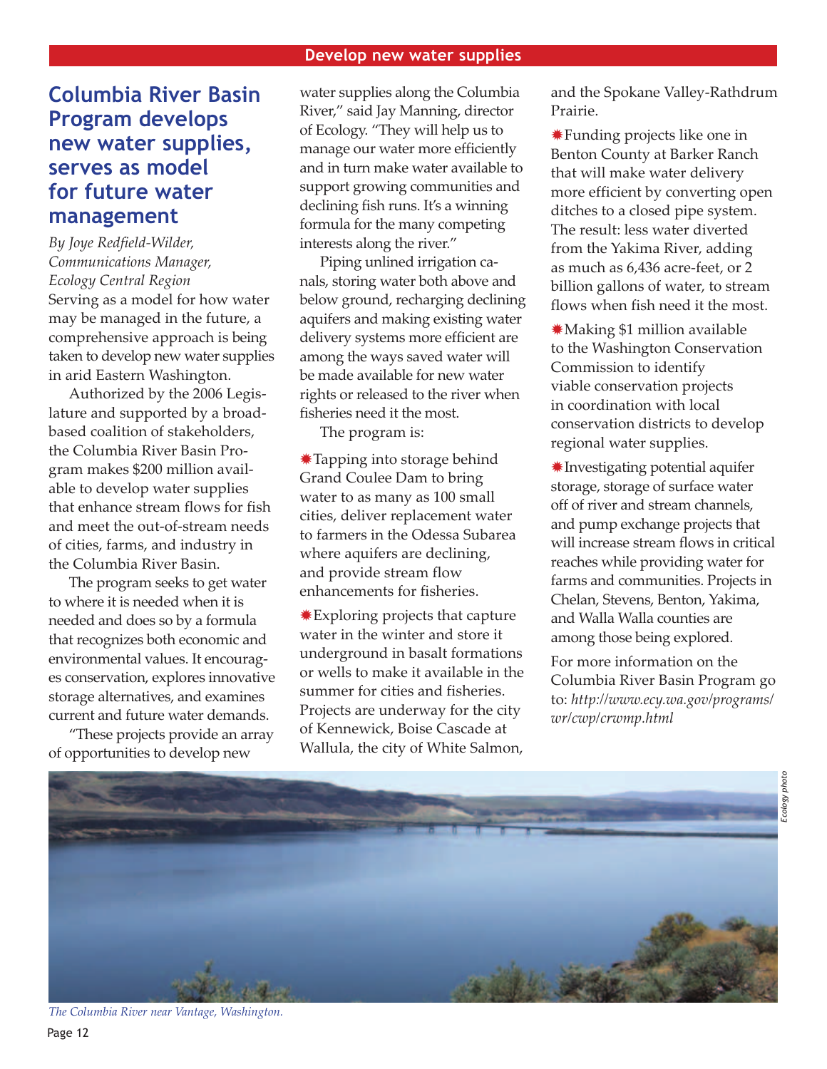Develop new water supplies

# Columbia River Basin Program develops new water supplies, serves as model for future water management

*By Joye Redfield-Wilder, Communications Manager, Ecology Central Region*

Serving as a model for how water may be managed in the future, a comprehensive approach is being taken to develop new water supplies in arid Eastern Washington.

Authorized by the 2006 Legislature and supported by a broad-based coalition of stakeholders, the Columbia River Basin Program makes $200 million available to develop water supplies that enhance stream flows for fish and meet the out-of-stream needs of cities, farms, and industry in the Columbia River Basin.

The program seeks to get water to where it is needed when it is needed and does so by a formula that recognizes both economic and environmental values. It encourages conservation, explores innovative storage alternatives, and examines current and future water demands.

"These projects provide an array of opportunities to develop new water supplies along the Columbia River," said Jay Manning, director of Ecology. "They will help us to manage our water more efficiently and in turn make water available to support growing communities and declining fish runs. It's a winning formula for the many competing interests along the river."

Piping unlined irrigation canals, storing water both above and below ground, recharging declining aquifers and making existing water delivery systems more efficient are among the ways saved water will be made available for new water rights or released to the river when fisheries need it the most.

The program is:

- Tapping into storage behind Grand Coulee Dam to bring water to as many as 100 small cities, deliver replacement water to farmers in the Odessa Subarea where aquifers are declining, and provide stream flow enhancements for fisheries.
- Exploring projects that capture water in the winter and store it underground in basalt formations or wells to make it available in the summer for cities and fisheries. Projects are underway for the city of Kennewick, Boise Cascade at Wallula, the city of White Salmon, and the Spokane Valley-Rathdrum Prairie.
- Funding projects like one in Benton County at Barker Ranch that will make water delivery more efficient by converting open ditches to a closed pipe system. The result: less water diverted from the Yakima River, adding as much as 6,436 acre-feet, or 2 billion gallons of water, to stream flows when fish need it the most.
- Making $1 million available to the Washington Conservation Commission to identify viable conservation projects in coordination with local conservation districts to develop regional water supplies.
- Investigating potential aquifer storage, storage of surface water off of river and stream channels, and pump exchange projects that will increase stream flows in critical reaches while providing water for farms and communities. Projects in Chelan, Stevens, Benton, Yakima, and Walla Walla counties are among those being explored.

For more information on the Columbia River Basin Program go to: *http://www.ecy.wa.gov/programs/wr/cwp/crwmp.html*

Ecology photo

*The Columbia River near Vantage, Washington.*